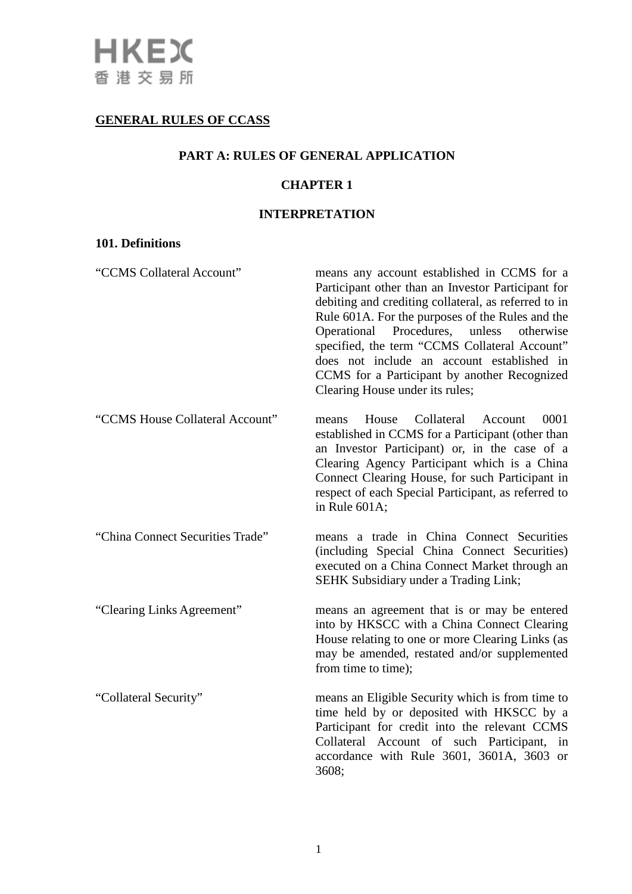## GENERAL RULES OF CCASS

### PART A: RULES OF GENERAL APPLICATION

### CHAPTER 1

### INTERPRETATION

**101. Definitions**

| | |
|---|---|
| “CCMS Collateral Account” | means any account established in CCMS for a Participant other than an Investor Participant for debiting and crediting collateral, as referred to in Rule 601A. For the purposes of the Rules and the Operational Procedures, unless otherwise specified, the term “CCMS Collateral Account” does not include an account established in CCMS for a Participant by another Recognized Clearing House under its rules; |
| “CCMS House Collateral Account” | means House Collateral Account 0001 established in CCMS for a Participant (other than an Investor Participant) or, in the case of a Clearing Agency Participant which is a China Connect Clearing House, for such Participant in respect of each Special Participant, as referred to in Rule 601A; |
| “China Connect Securities Trade” | means a trade in China Connect Securities (including Special China Connect Securities) executed on a China Connect Market through an SEHK Subsidiary under a Trading Link; |
| “Clearing Links Agreement” | means an agreement that is or may be entered into by HKSCC with a China Connect Clearing House relating to one or more Clearing Links (as may be amended, restated and/or supplemented from time to time); |
| “Collateral Security” | means an Eligible Security which is from time to time held by or deposited with HKSCC by a Participant for credit into the relevant CCMS Collateral Account of such Participant, in accordance with Rule 3601, 3601A, 3603 or 3608; |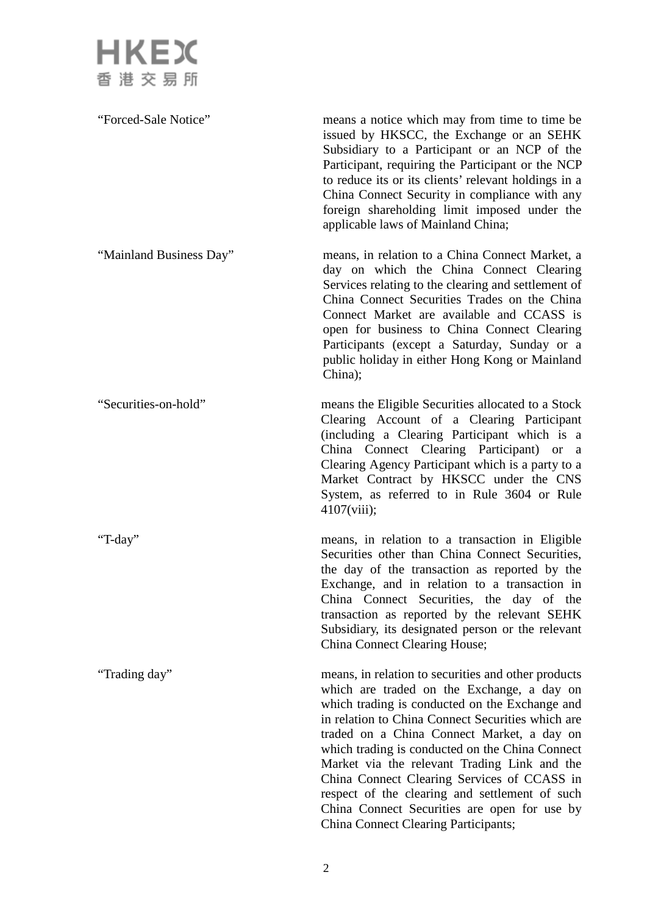| | |
|---|---|
| "Forced-Sale Notice" | means a notice which may from time to time be issued by HKSCC, the Exchange or an SEHK Subsidiary to a Participant or an NCP of the Participant, requiring the Participant or the NCP to reduce its or its clients' relevant holdings in a China Connect Security in compliance with any foreign shareholding limit imposed under the applicable laws of Mainland China; |
| "Mainland Business Day" | means, in relation to a China Connect Market, a day on which the China Connect Clearing Services relating to the clearing and settlement of China Connect Securities Trades on the China Connect Market are available and CCASS is open for business to China Connect Clearing Participants (except a Saturday, Sunday or a public holiday in either Hong Kong or Mainland China); |
| "Securities-on-hold" | means the Eligible Securities allocated to a Stock Clearing Account of a Clearing Participant (including a Clearing Participant which is a China Connect Clearing Participant) or a Clearing Agency Participant which is a party to a Market Contract by HKSCC under the CNS System, as referred to in Rule 3604 or Rule 4107(viii); |
| "T-day" | means, in relation to a transaction in Eligible Securities other than China Connect Securities, the day of the transaction as reported by the Exchange, and in relation to a transaction in China Connect Securities, the day of the transaction as reported by the relevant SEHK Subsidiary, its designated person or the relevant China Connect Clearing House; |
| "Trading day" | means, in relation to securities and other products which are traded on the Exchange, a day on which trading is conducted on the Exchange and in relation to China Connect Securities which are traded on a China Connect Market, a day on which trading is conducted on the China Connect Market via the relevant Trading Link and the China Connect Clearing Services of CCASS in respect of the clearing and settlement of such China Connect Securities are open for use by China Connect Clearing Participants; |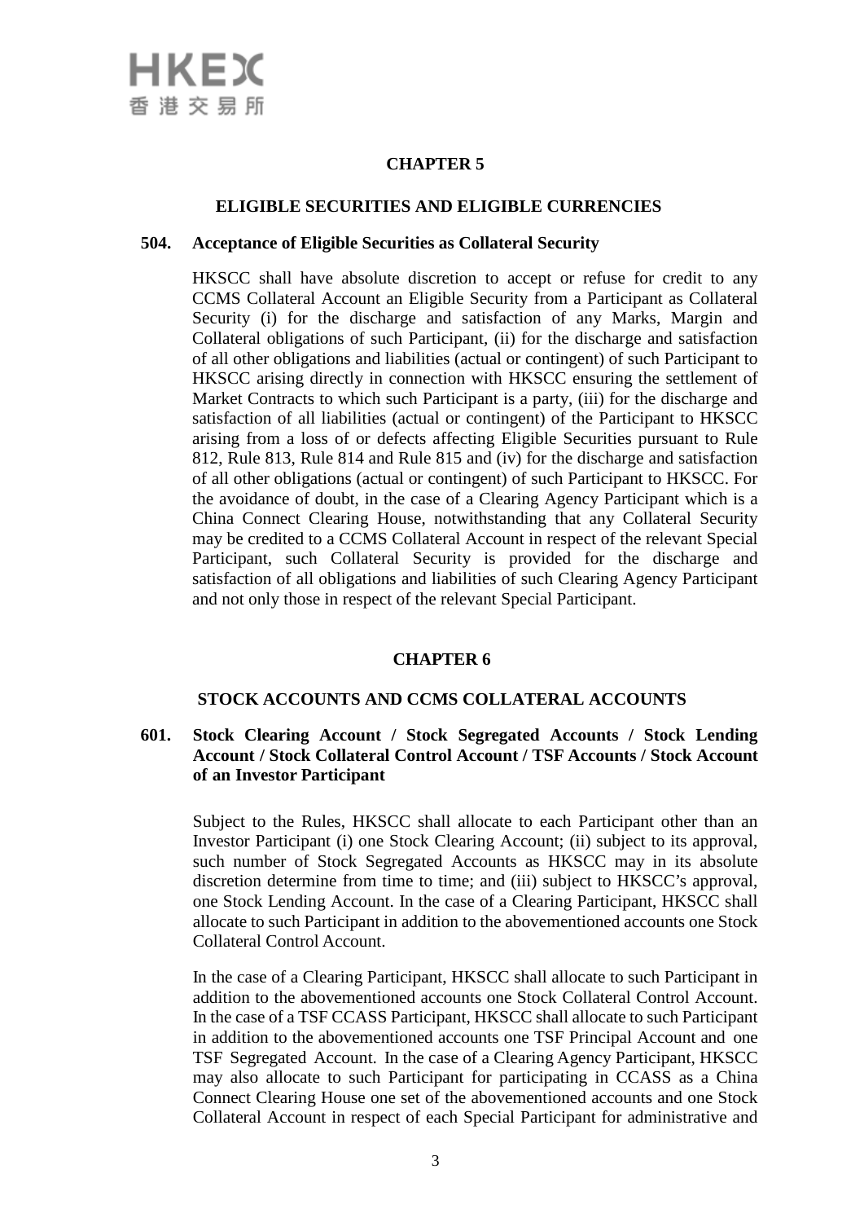## CHAPTER 5

## ELIGIBLE SECURITIES AND ELIGIBLE CURRENCIES

### 504. Acceptance of Eligible Securities as Collateral Security

HKSCC shall have absolute discretion to accept or refuse for credit to any CCMS Collateral Account an Eligible Security from a Participant as Collateral Security (i) for the discharge and satisfaction of any Marks, Margin and Collateral obligations of such Participant, (ii) for the discharge and satisfaction of all other obligations and liabilities (actual or contingent) of such Participant to HKSCC arising directly in connection with HKSCC ensuring the settlement of Market Contracts to which such Participant is a party, (iii) for the discharge and satisfaction of all liabilities (actual or contingent) of the Participant to HKSCC arising from a loss of or defects affecting Eligible Securities pursuant to Rule 812, Rule 813, Rule 814 and Rule 815 and (iv) for the discharge and satisfaction of all other obligations (actual or contingent) of such Participant to HKSCC. For the avoidance of doubt, in the case of a Clearing Agency Participant which is a China Connect Clearing House, notwithstanding that any Collateral Security may be credited to a CCMS Collateral Account in respect of the relevant Special Participant, such Collateral Security is provided for the discharge and satisfaction of all obligations and liabilities of such Clearing Agency Participant and not only those in respect of the relevant Special Participant.

## CHAPTER 6

## STOCK ACCOUNTS AND CCMS COLLATERAL ACCOUNTS

### 601. Stock Clearing Account / Stock Segregated Accounts / Stock Lending Account / Stock Collateral Control Account / TSF Accounts / Stock Account of an Investor Participant

Subject to the Rules, HKSCC shall allocate to each Participant other than an Investor Participant (i) one Stock Clearing Account; (ii) subject to its approval, such number of Stock Segregated Accounts as HKSCC may in its absolute discretion determine from time to time; and (iii) subject to HKSCC's approval, one Stock Lending Account. In the case of a Clearing Participant, HKSCC shall allocate to such Participant in addition to the abovementioned accounts one Stock Collateral Control Account.

In the case of a Clearing Participant, HKSCC shall allocate to such Participant in addition to the abovementioned accounts one Stock Collateral Control Account. In the case of a TSF CCASS Participant, HKSCC shall allocate to such Participant in addition to the abovementioned accounts one TSF Principal Account and one TSF Segregated Account. In the case of a Clearing Agency Participant, HKSCC may also allocate to such Participant for participating in CCASS as a China Connect Clearing House one set of the abovementioned accounts and one Stock Collateral Account in respect of each Special Participant for administrative and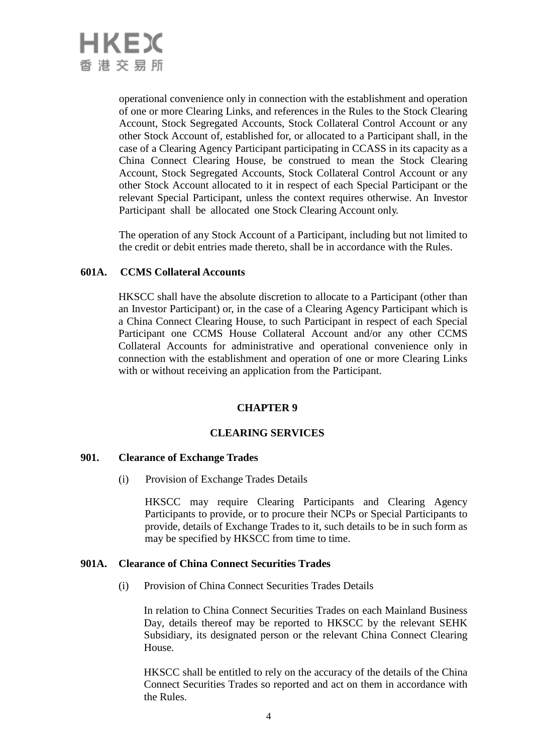operational convenience only in connection with the establishment and operation of one or more Clearing Links, and references in the Rules to the Stock Clearing Account, Stock Segregated Accounts, Stock Collateral Control Account or any other Stock Account of, established for, or allocated to a Participant shall, in the case of a Clearing Agency Participant participating in CCASS in its capacity as a China Connect Clearing House, be construed to mean the Stock Clearing Account, Stock Segregated Accounts, Stock Collateral Control Account or any other Stock Account allocated to it in respect of each Special Participant or the relevant Special Participant, unless the context requires otherwise. An Investor Participant shall be allocated one Stock Clearing Account only.

The operation of any Stock Account of a Participant, including but not limited to the credit or debit entries made thereto, shall be in accordance with the Rules.

**601A. CCMS Collateral Accounts**

HKSCC shall have the absolute discretion to allocate to a Participant (other than an Investor Participant) or, in the case of a Clearing Agency Participant which is a China Connect Clearing House, to such Participant in respect of each Special Participant one CCMS House Collateral Account and/or any other CCMS Collateral Accounts for administrative and operational convenience only in connection with the establishment and operation of one or more Clearing Links with or without receiving an application from the Participant.

## CHAPTER 9

## CLEARING SERVICES

**901. Clearance of Exchange Trades**

(i) Provision of Exchange Trades Details

HKSCC may require Clearing Participants and Clearing Agency Participants to provide, or to procure their NCPs or Special Participants to provide, details of Exchange Trades to it, such details to be in such form as may be specified by HKSCC from time to time.

**901A. Clearance of China Connect Securities Trades**

(i) Provision of China Connect Securities Trades Details

In relation to China Connect Securities Trades on each Mainland Business Day, details thereof may be reported to HKSCC by the relevant SEHK Subsidiary, its designated person or the relevant China Connect Clearing House.

HKSCC shall be entitled to rely on the accuracy of the details of the China Connect Securities Trades so reported and act on them in accordance with the Rules.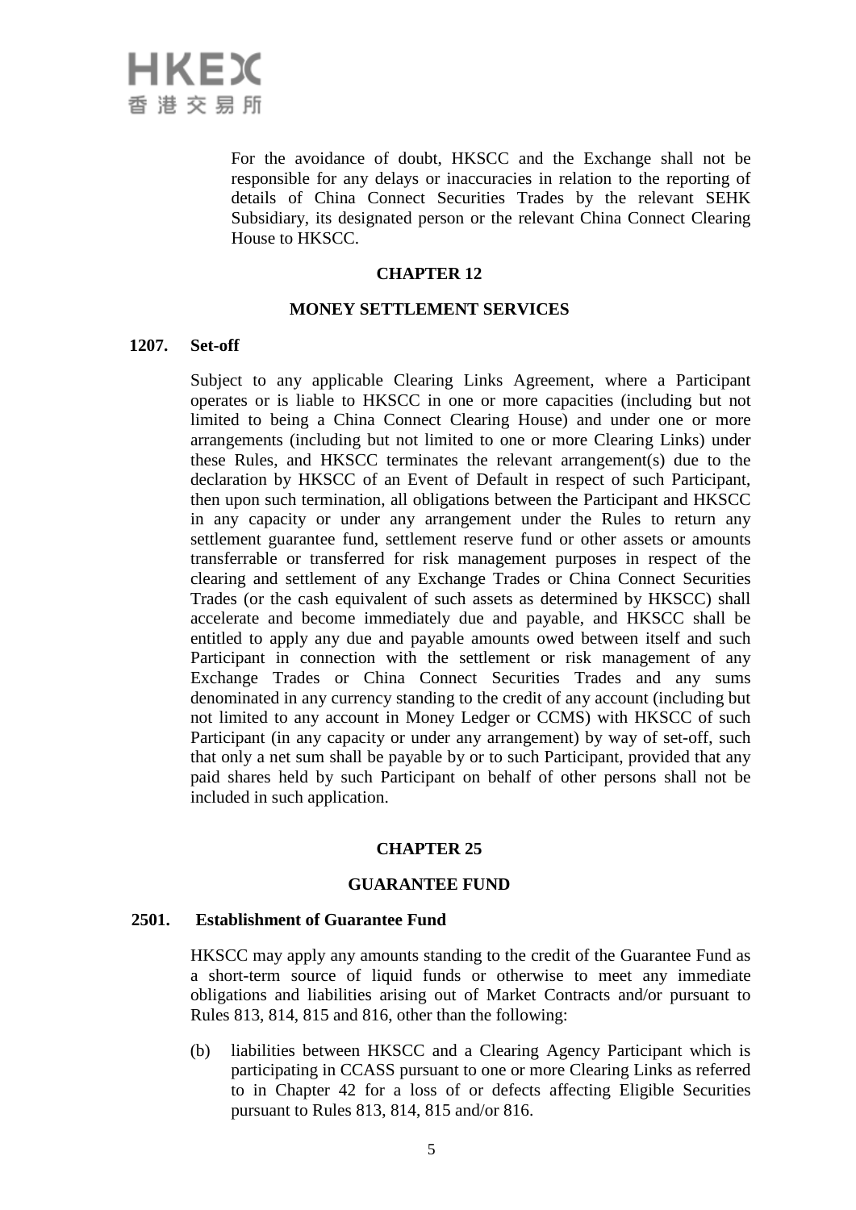For the avoidance of doubt, HKSCC and the Exchange shall not be responsible for any delays or inaccuracies in relation to the reporting of details of China Connect Securities Trades by the relevant SEHK Subsidiary, its designated person or the relevant China Connect Clearing House to HKSCC.

## CHAPTER 12

## MONEY SETTLEMENT SERVICES

### 1207. Set-off

Subject to any applicable Clearing Links Agreement, where a Participant operates or is liable to HKSCC in one or more capacities (including but not limited to being a China Connect Clearing House) and under one or more arrangements (including but not limited to one or more Clearing Links) under these Rules, and HKSCC terminates the relevant arrangement(s) due to the declaration by HKSCC of an Event of Default in respect of such Participant, then upon such termination, all obligations between the Participant and HKSCC in any capacity or under any arrangement under the Rules to return any settlement guarantee fund, settlement reserve fund or other assets or amounts transferrable or transferred for risk management purposes in respect of the clearing and settlement of any Exchange Trades or China Connect Securities Trades (or the cash equivalent of such assets as determined by HKSCC) shall accelerate and become immediately due and payable, and HKSCC shall be entitled to apply any due and payable amounts owed between itself and such Participant in connection with the settlement or risk management of any Exchange Trades or China Connect Securities Trades and any sums denominated in any currency standing to the credit of any account (including but not limited to any account in Money Ledger or CCMS) with HKSCC of such Participant (in any capacity or under any arrangement) by way of set-off, such that only a net sum shall be payable by or to such Participant, provided that any paid shares held by such Participant on behalf of other persons shall not be included in such application.

## CHAPTER 25

## GUARANTEE FUND

### 2501. Establishment of Guarantee Fund

HKSCC may apply any amounts standing to the credit of the Guarantee Fund as a short-term source of liquid funds or otherwise to meet any immediate obligations and liabilities arising out of Market Contracts and/or pursuant to Rules 813, 814, 815 and 816, other than the following:

(b) liabilities between HKSCC and a Clearing Agency Participant which is participating in CCASS pursuant to one or more Clearing Links as referred to in Chapter 42 for a loss of or defects affecting Eligible Securities pursuant to Rules 813, 814, 815 and/or 816.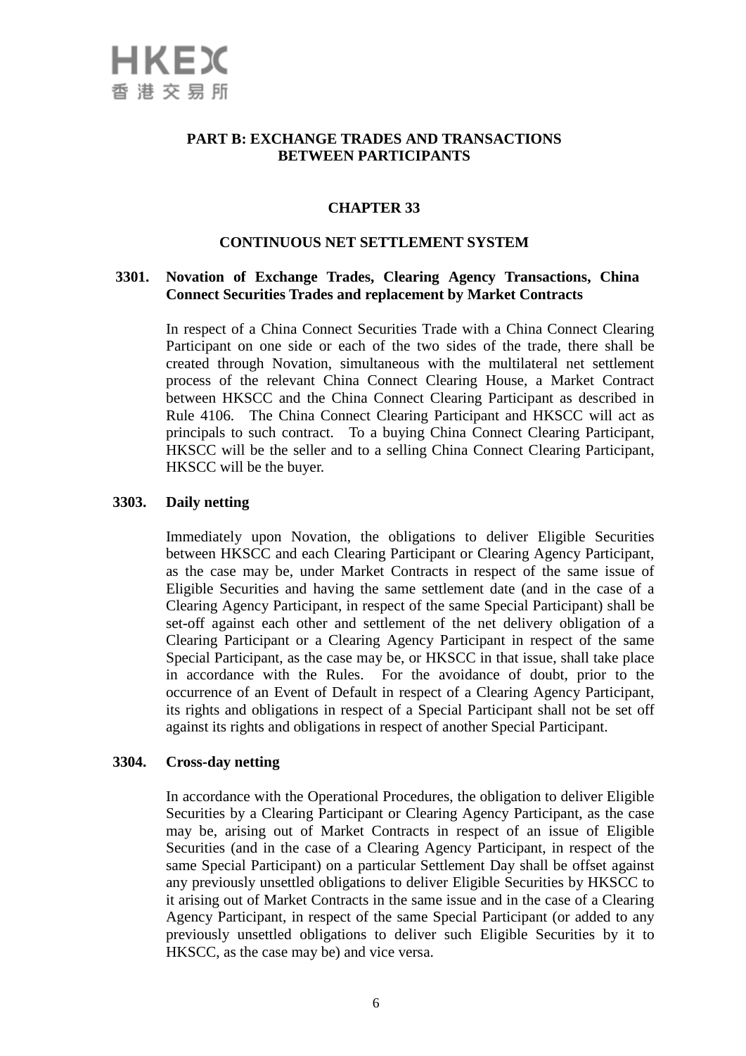## PART B: EXCHANGE TRADES AND TRANSACTIONS BETWEEN PARTICIPANTS

### CHAPTER 33

### CONTINUOUS NET SETTLEMENT SYSTEM

**3301. Novation of Exchange Trades, Clearing Agency Transactions, China Connect Securities Trades and replacement by Market Contracts**

In respect of a China Connect Securities Trade with a China Connect Clearing Participant on one side or each of the two sides of the trade, there shall be created through Novation, simultaneous with the multilateral net settlement process of the relevant China Connect Clearing House, a Market Contract between HKSCC and the China Connect Clearing Participant as described in Rule 4106. The China Connect Clearing Participant and HKSCC will act as principals to such contract. To a buying China Connect Clearing Participant, HKSCC will be the seller and to a selling China Connect Clearing Participant, HKSCC will be the buyer.

**3303. Daily netting**

Immediately upon Novation, the obligations to deliver Eligible Securities between HKSCC and each Clearing Participant or Clearing Agency Participant, as the case may be, under Market Contracts in respect of the same issue of Eligible Securities and having the same settlement date (and in the case of a Clearing Agency Participant, in respect of the same Special Participant) shall be set-off against each other and settlement of the net delivery obligation of a Clearing Participant or a Clearing Agency Participant in respect of the same Special Participant, as the case may be, or HKSCC in that issue, shall take place in accordance with the Rules. For the avoidance of doubt, prior to the occurrence of an Event of Default in respect of a Clearing Agency Participant, its rights and obligations in respect of a Special Participant shall not be set off against its rights and obligations in respect of another Special Participant.

**3304. Cross-day netting**

In accordance with the Operational Procedures, the obligation to deliver Eligible Securities by a Clearing Participant or Clearing Agency Participant, as the case may be, arising out of Market Contracts in respect of an issue of Eligible Securities (and in the case of a Clearing Agency Participant, in respect of the same Special Participant) on a particular Settlement Day shall be offset against any previously unsettled obligations to deliver Eligible Securities by HKSCC to it arising out of Market Contracts in the same issue and in the case of a Clearing Agency Participant, in respect of the same Special Participant (or added to any previously unsettled obligations to deliver such Eligible Securities by it to HKSCC, as the case may be) and vice versa.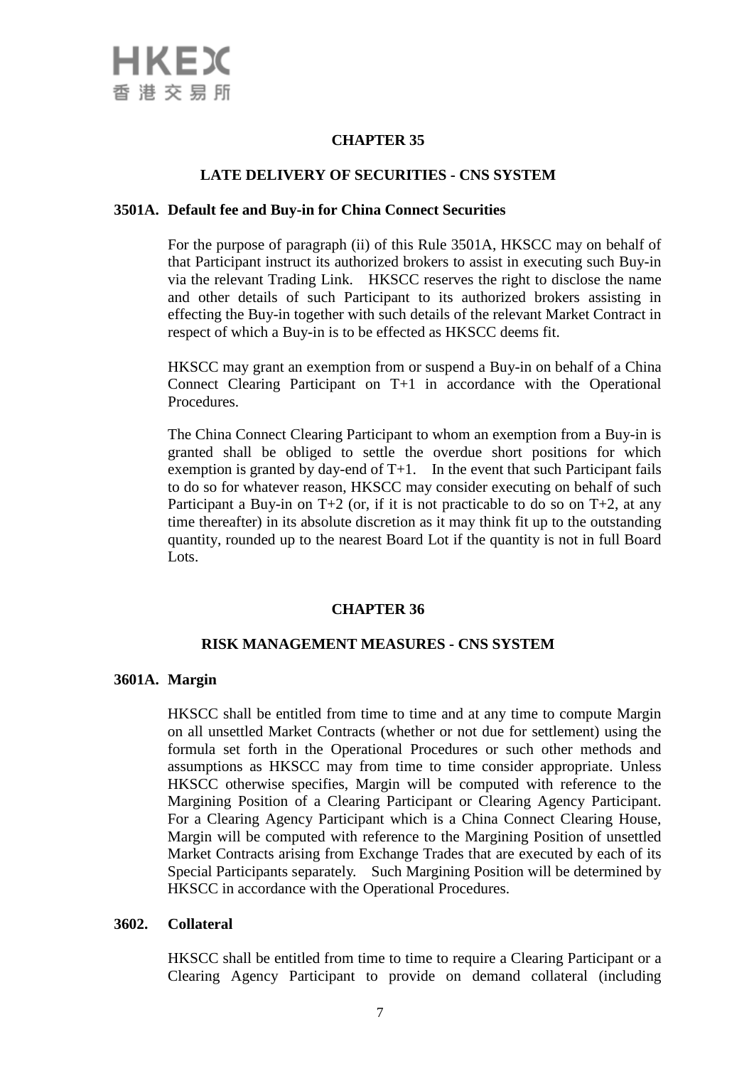# CHAPTER 35

## LATE DELIVERY OF SECURITIES - CNS SYSTEM

### 3501A. Default fee and Buy-in for China Connect Securities

For the purpose of paragraph (ii) of this Rule 3501A, HKSCC may on behalf of that Participant instruct its authorized brokers to assist in executing such Buy-in via the relevant Trading Link. HKSCC reserves the right to disclose the name and other details of such Participant to its authorized brokers assisting in effecting the Buy-in together with such details of the relevant Market Contract in respect of which a Buy-in is to be effected as HKSCC deems fit.

HKSCC may grant an exemption from or suspend a Buy-in on behalf of a China Connect Clearing Participant on T+1 in accordance with the Operational Procedures.

The China Connect Clearing Participant to whom an exemption from a Buy-in is granted shall be obliged to settle the overdue short positions for which exemption is granted by day-end of T+1. In the event that such Participant fails to do so for whatever reason, HKSCC may consider executing on behalf of such Participant a Buy-in on T+2 (or, if it is not practicable to do so on T+2, at any time thereafter) in its absolute discretion as it may think fit up to the outstanding quantity, rounded up to the nearest Board Lot if the quantity is not in full Board Lots.

# CHAPTER 36

## RISK MANAGEMENT MEASURES - CNS SYSTEM

### 3601A. Margin

HKSCC shall be entitled from time to time and at any time to compute Margin on all unsettled Market Contracts (whether or not due for settlement) using the formula set forth in the Operational Procedures or such other methods and assumptions as HKSCC may from time to time consider appropriate. Unless HKSCC otherwise specifies, Margin will be computed with reference to the Margining Position of a Clearing Participant or Clearing Agency Participant. For a Clearing Agency Participant which is a China Connect Clearing House, Margin will be computed with reference to the Margining Position of unsettled Market Contracts arising from Exchange Trades that are executed by each of its Special Participants separately. Such Margining Position will be determined by HKSCC in accordance with the Operational Procedures.

### 3602. Collateral

HKSCC shall be entitled from time to time to require a Clearing Participant or a Clearing Agency Participant to provide on demand collateral (including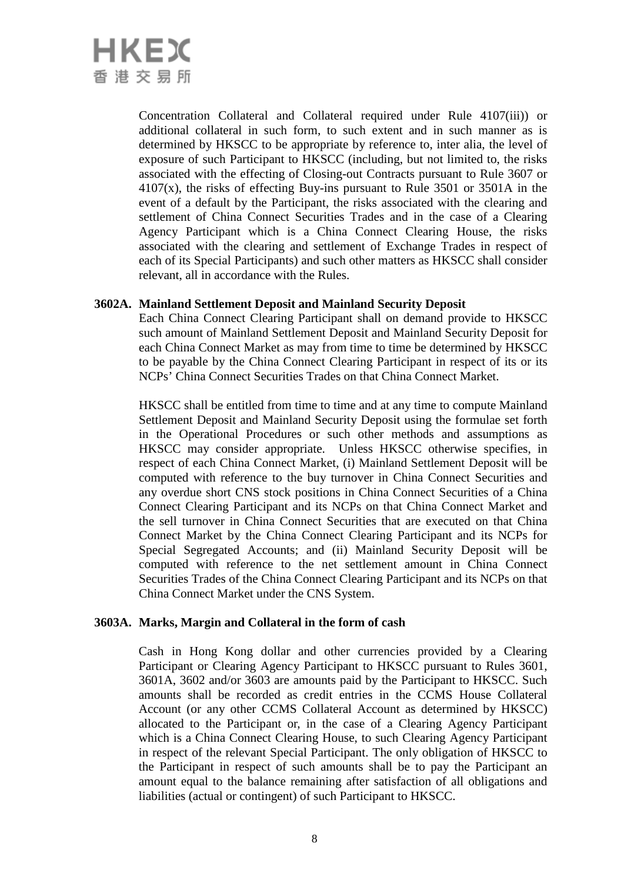Concentration Collateral and Collateral required under Rule 4107(iii)) or additional collateral in such form, to such extent and in such manner as is determined by HKSCC to be appropriate by reference to, inter alia, the level of exposure of such Participant to HKSCC (including, but not limited to, the risks associated with the effecting of Closing-out Contracts pursuant to Rule 3607 or 4107(x), the risks of effecting Buy-ins pursuant to Rule 3501 or 3501A in the event of a default by the Participant, the risks associated with the clearing and settlement of China Connect Securities Trades and in the case of a Clearing Agency Participant which is a China Connect Clearing House, the risks associated with the clearing and settlement of Exchange Trades in respect of each of its Special Participants) and such other matters as HKSCC shall consider relevant, all in accordance with the Rules.

**3602A. Mainland Settlement Deposit and Mainland Security Deposit**

Each China Connect Clearing Participant shall on demand provide to HKSCC such amount of Mainland Settlement Deposit and Mainland Security Deposit for each China Connect Market as may from time to time be determined by HKSCC to be payable by the China Connect Clearing Participant in respect of its or its NCPs' China Connect Securities Trades on that China Connect Market.

HKSCC shall be entitled from time to time and at any time to compute Mainland Settlement Deposit and Mainland Security Deposit using the formulae set forth in the Operational Procedures or such other methods and assumptions as HKSCC may consider appropriate. Unless HKSCC otherwise specifies, in respect of each China Connect Market, (i) Mainland Settlement Deposit will be computed with reference to the buy turnover in China Connect Securities and any overdue short CNS stock positions in China Connect Securities of a China Connect Clearing Participant and its NCPs on that China Connect Market and the sell turnover in China Connect Securities that are executed on that China Connect Market by the China Connect Clearing Participant and its NCPs for Special Segregated Accounts; and (ii) Mainland Security Deposit will be computed with reference to the net settlement amount in China Connect Securities Trades of the China Connect Clearing Participant and its NCPs on that China Connect Market under the CNS System.

**3603A. Marks, Margin and Collateral in the form of cash**

Cash in Hong Kong dollar and other currencies provided by a Clearing Participant or Clearing Agency Participant to HKSCC pursuant to Rules 3601, 3601A, 3602 and/or 3603 are amounts paid by the Participant to HKSCC. Such amounts shall be recorded as credit entries in the CCMS House Collateral Account (or any other CCMS Collateral Account as determined by HKSCC) allocated to the Participant or, in the case of a Clearing Agency Participant which is a China Connect Clearing House, to such Clearing Agency Participant in respect of the relevant Special Participant. The only obligation of HKSCC to the Participant in respect of such amounts shall be to pay the Participant an amount equal to the balance remaining after satisfaction of all obligations and liabilities (actual or contingent) of such Participant to HKSCC.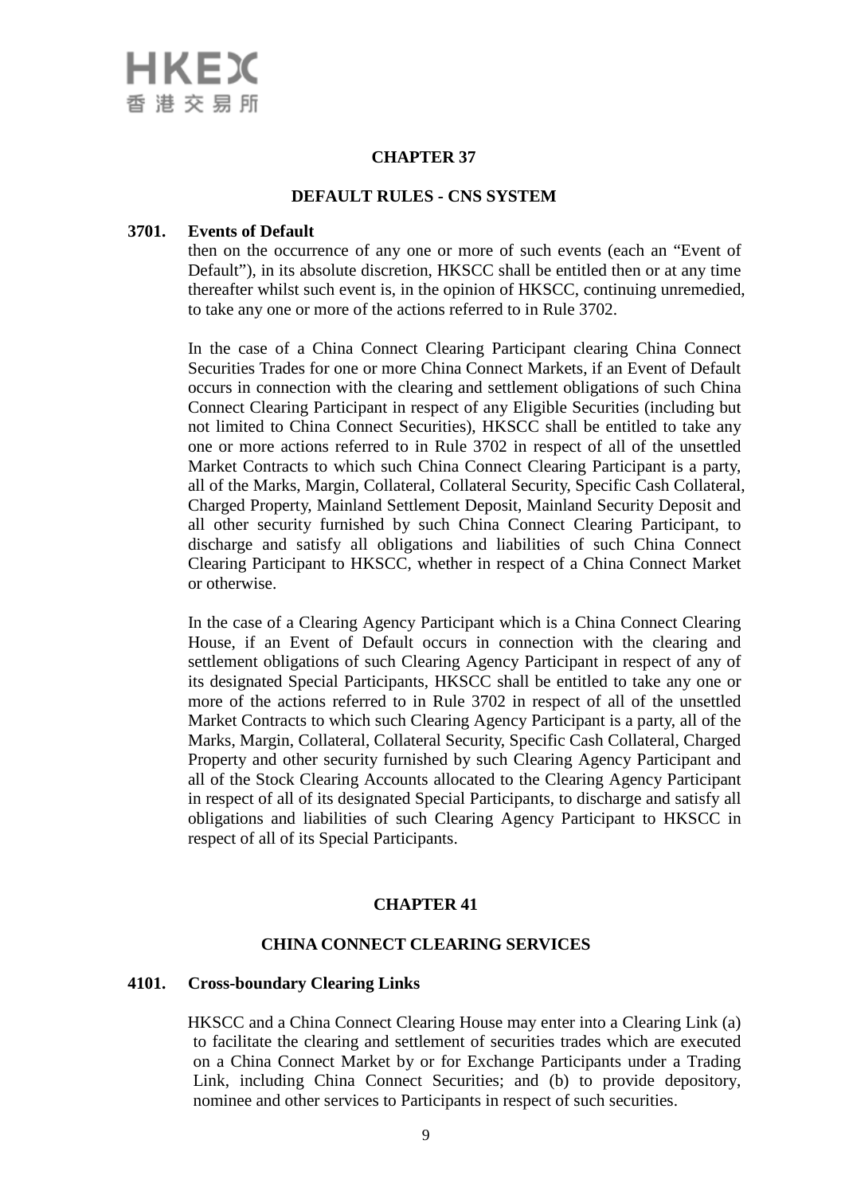## CHAPTER 37

## DEFAULT RULES - CNS SYSTEM

**3701. Events of Default**

then on the occurrence of any one or more of such events (each an "Event of Default"), in its absolute discretion, HKSCC shall be entitled then or at any time thereafter whilst such event is, in the opinion of HKSCC, continuing unremedied, to take any one or more of the actions referred to in Rule 3702.

In the case of a China Connect Clearing Participant clearing China Connect Securities Trades for one or more China Connect Markets, if an Event of Default occurs in connection with the clearing and settlement obligations of such China Connect Clearing Participant in respect of any Eligible Securities (including but not limited to China Connect Securities), HKSCC shall be entitled to take any one or more actions referred to in Rule 3702 in respect of all of the unsettled Market Contracts to which such China Connect Clearing Participant is a party, all of the Marks, Margin, Collateral, Collateral Security, Specific Cash Collateral, Charged Property, Mainland Settlement Deposit, Mainland Security Deposit and all other security furnished by such China Connect Clearing Participant, to discharge and satisfy all obligations and liabilities of such China Connect Clearing Participant to HKSCC, whether in respect of a China Connect Market or otherwise.

In the case of a Clearing Agency Participant which is a China Connect Clearing House, if an Event of Default occurs in connection with the clearing and settlement obligations of such Clearing Agency Participant in respect of any of its designated Special Participants, HKSCC shall be entitled to take any one or more of the actions referred to in Rule 3702 in respect of all of the unsettled Market Contracts to which such Clearing Agency Participant is a party, all of the Marks, Margin, Collateral, Collateral Security, Specific Cash Collateral, Charged Property and other security furnished by such Clearing Agency Participant and all of the Stock Clearing Accounts allocated to the Clearing Agency Participant in respect of all of its designated Special Participants, to discharge and satisfy all obligations and liabilities of such Clearing Agency Participant to HKSCC in respect of all of its Special Participants.

## CHAPTER 41

## CHINA CONNECT CLEARING SERVICES

**4101. Cross-boundary Clearing Links**

HKSCC and a China Connect Clearing House may enter into a Clearing Link (a) to facilitate the clearing and settlement of securities trades which are executed on a China Connect Market by or for Exchange Participants under a Trading Link, including China Connect Securities; and (b) to provide depository, nominee and other services to Participants in respect of such securities.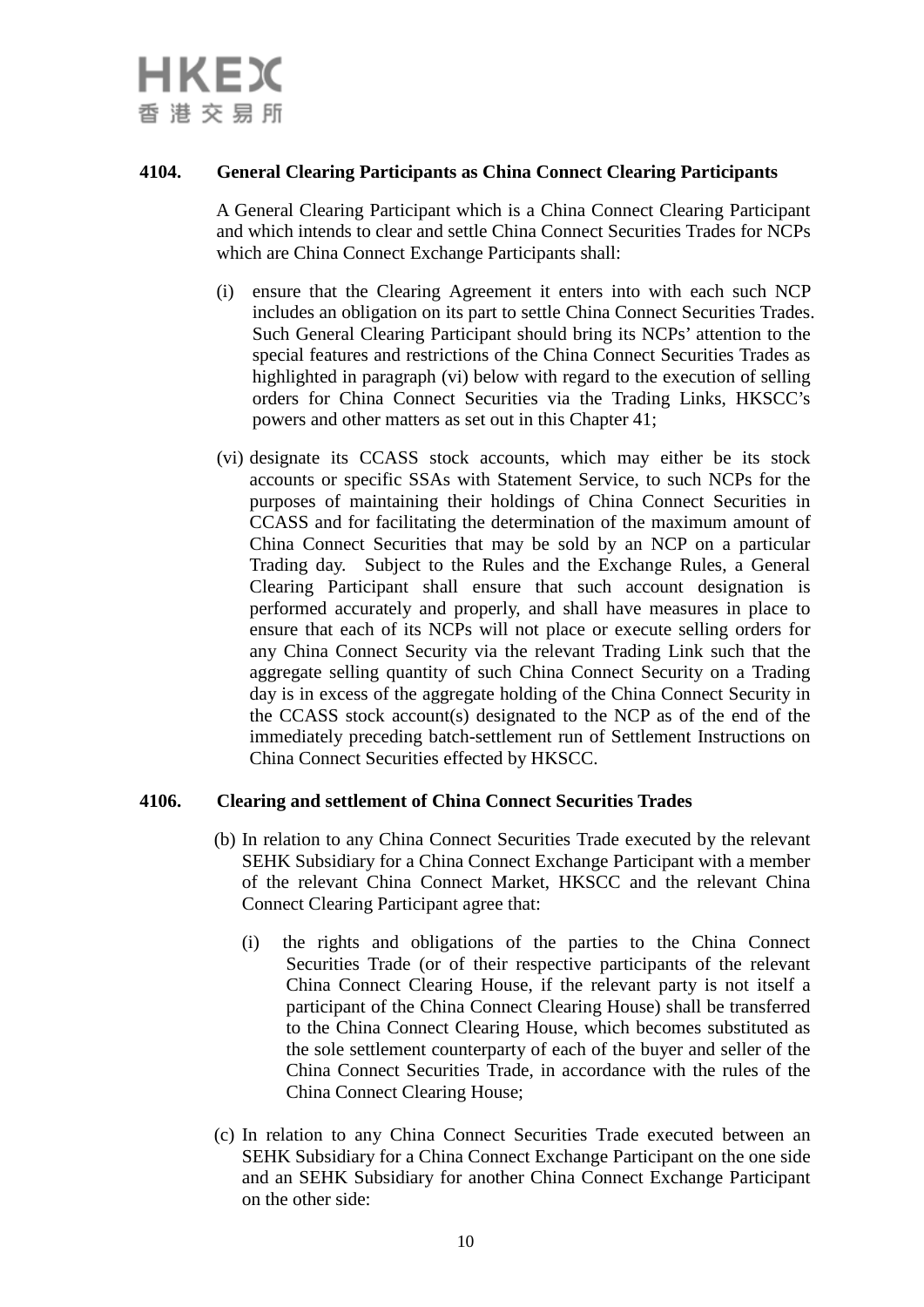**4104. General Clearing Participants as China Connect Clearing Participants**

A General Clearing Participant which is a China Connect Clearing Participant and which intends to clear and settle China Connect Securities Trades for NCPs which are China Connect Exchange Participants shall:

(i) ensure that the Clearing Agreement it enters into with each such NCP includes an obligation on its part to settle China Connect Securities Trades. Such General Clearing Participant should bring its NCPs' attention to the special features and restrictions of the China Connect Securities Trades as highlighted in paragraph (vi) below with regard to the execution of selling orders for China Connect Securities via the Trading Links, HKSCC's powers and other matters as set out in this Chapter 41;

(vi) designate its CCASS stock accounts, which may either be its stock accounts or specific SSAs with Statement Service, to such NCPs for the purposes of maintaining their holdings of China Connect Securities in CCASS and for facilitating the determination of the maximum amount of China Connect Securities that may be sold by an NCP on a particular Trading day. Subject to the Rules and the Exchange Rules, a General Clearing Participant shall ensure that such account designation is performed accurately and properly, and shall have measures in place to ensure that each of its NCPs will not place or execute selling orders for any China Connect Security via the relevant Trading Link such that the aggregate selling quantity of such China Connect Security on a Trading day is in excess of the aggregate holding of the China Connect Security in the CCASS stock account(s) designated to the NCP as of the end of the immediately preceding batch-settlement run of Settlement Instructions on China Connect Securities effected by HKSCC.

**4106. Clearing and settlement of China Connect Securities Trades**

(b) In relation to any China Connect Securities Trade executed by the relevant SEHK Subsidiary for a China Connect Exchange Participant with a member of the relevant China Connect Market, HKSCC and the relevant China Connect Clearing Participant agree that:

(i) the rights and obligations of the parties to the China Connect Securities Trade (or of their respective participants of the relevant China Connect Clearing House, if the relevant party is not itself a participant of the China Connect Clearing House) shall be transferred to the China Connect Clearing House, which becomes substituted as the sole settlement counterparty of each of the buyer and seller of the China Connect Securities Trade, in accordance with the rules of the China Connect Clearing House;

(c) In relation to any China Connect Securities Trade executed between an SEHK Subsidiary for a China Connect Exchange Participant on the one side and an SEHK Subsidiary for another China Connect Exchange Participant on the other side: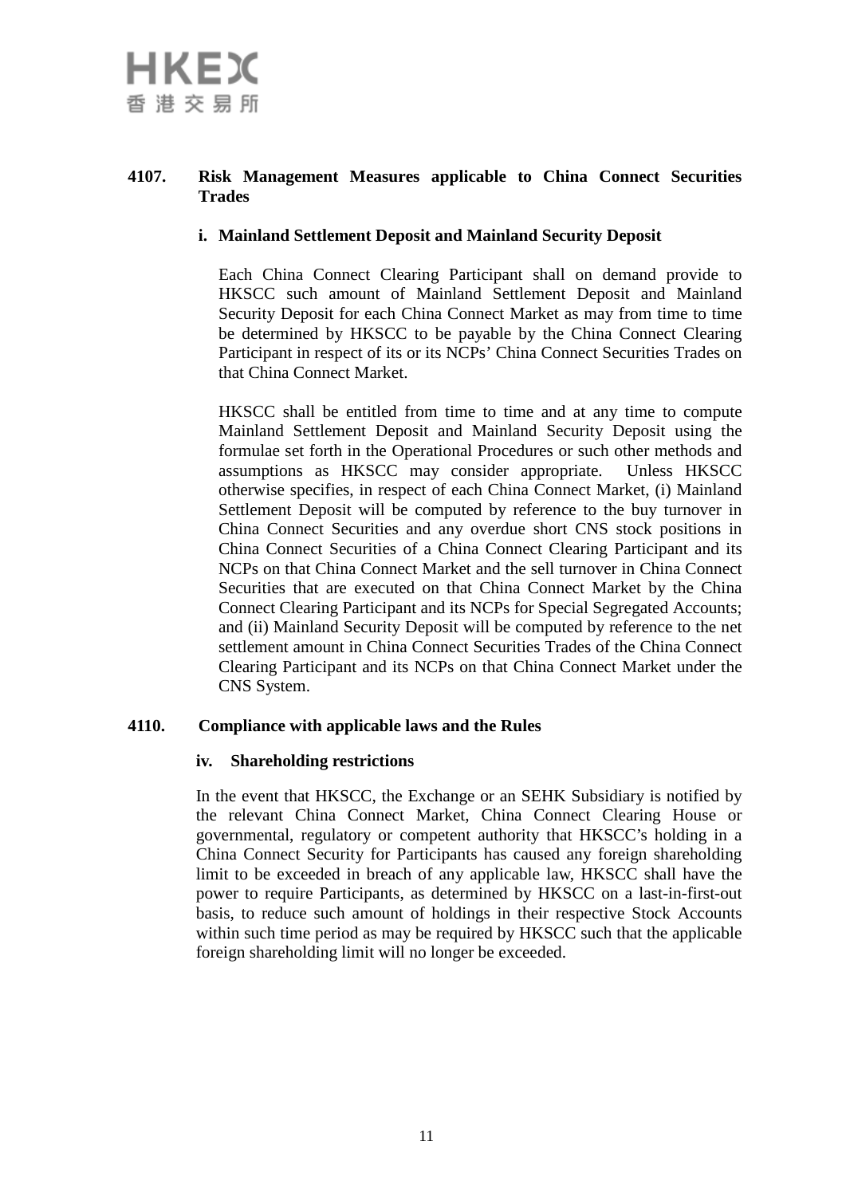**4107. Risk Management Measures applicable to China Connect Securities Trades**

**i. Mainland Settlement Deposit and Mainland Security Deposit**

Each China Connect Clearing Participant shall on demand provide to HKSCC such amount of Mainland Settlement Deposit and Mainland Security Deposit for each China Connect Market as may from time to time be determined by HKSCC to be payable by the China Connect Clearing Participant in respect of its or its NCPs' China Connect Securities Trades on that China Connect Market.

HKSCC shall be entitled from time to time and at any time to compute Mainland Settlement Deposit and Mainland Security Deposit using the formulae set forth in the Operational Procedures or such other methods and assumptions as HKSCC may consider appropriate. Unless HKSCC otherwise specifies, in respect of each China Connect Market, (i) Mainland Settlement Deposit will be computed by reference to the buy turnover in China Connect Securities and any overdue short CNS stock positions in China Connect Securities of a China Connect Clearing Participant and its NCPs on that China Connect Market and the sell turnover in China Connect Securities that are executed on that China Connect Market by the China Connect Clearing Participant and its NCPs for Special Segregated Accounts; and (ii) Mainland Security Deposit will be computed by reference to the net settlement amount in China Connect Securities Trades of the China Connect Clearing Participant and its NCPs on that China Connect Market under the CNS System.

**4110. Compliance with applicable laws and the Rules**

**iv. Shareholding restrictions**

In the event that HKSCC, the Exchange or an SEHK Subsidiary is notified by the relevant China Connect Market, China Connect Clearing House or governmental, regulatory or competent authority that HKSCC's holding in a China Connect Security for Participants has caused any foreign shareholding limit to be exceeded in breach of any applicable law, HKSCC shall have the power to require Participants, as determined by HKSCC on a last-in-first-out basis, to reduce such amount of holdings in their respective Stock Accounts within such time period as may be required by HKSCC such that the applicable foreign shareholding limit will no longer be exceeded.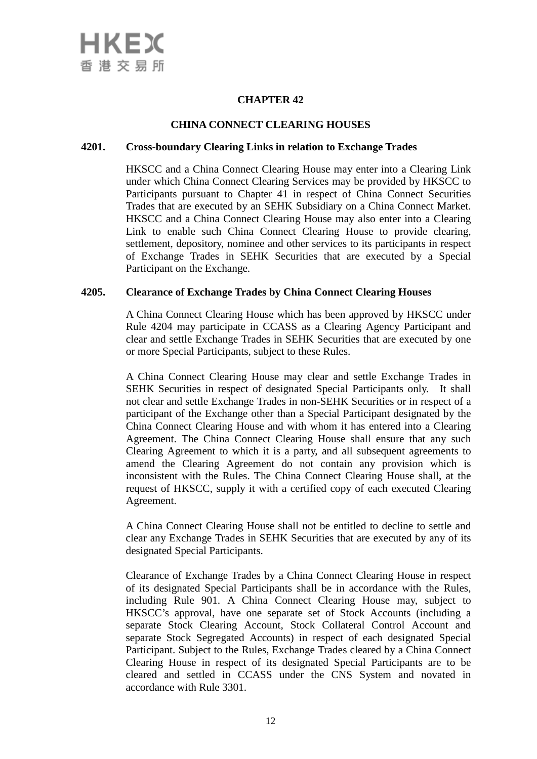# CHAPTER 42

## CHINA CONNECT CLEARING HOUSES

### 4201. Cross-boundary Clearing Links in relation to Exchange Trades

HKSCC and a China Connect Clearing House may enter into a Clearing Link under which China Connect Clearing Services may be provided by HKSCC to Participants pursuant to Chapter 41 in respect of China Connect Securities Trades that are executed by an SEHK Subsidiary on a China Connect Market. HKSCC and a China Connect Clearing House may also enter into a Clearing Link to enable such China Connect Clearing House to provide clearing, settlement, depository, nominee and other services to its participants in respect of Exchange Trades in SEHK Securities that are executed by a Special Participant on the Exchange.

### 4205. Clearance of Exchange Trades by China Connect Clearing Houses

A China Connect Clearing House which has been approved by HKSCC under Rule 4204 may participate in CCASS as a Clearing Agency Participant and clear and settle Exchange Trades in SEHK Securities that are executed by one or more Special Participants, subject to these Rules.

A China Connect Clearing House may clear and settle Exchange Trades in SEHK Securities in respect of designated Special Participants only. It shall not clear and settle Exchange Trades in non-SEHK Securities or in respect of a participant of the Exchange other than a Special Participant designated by the China Connect Clearing House and with whom it has entered into a Clearing Agreement. The China Connect Clearing House shall ensure that any such Clearing Agreement to which it is a party, and all subsequent agreements to amend the Clearing Agreement do not contain any provision which is inconsistent with the Rules. The China Connect Clearing House shall, at the request of HKSCC, supply it with a certified copy of each executed Clearing Agreement.

A China Connect Clearing House shall not be entitled to decline to settle and clear any Exchange Trades in SEHK Securities that are executed by any of its designated Special Participants.

Clearance of Exchange Trades by a China Connect Clearing House in respect of its designated Special Participants shall be in accordance with the Rules, including Rule 901. A China Connect Clearing House may, subject to HKSCC's approval, have one separate set of Stock Accounts (including a separate Stock Clearing Account, Stock Collateral Control Account and separate Stock Segregated Accounts) in respect of each designated Special Participant. Subject to the Rules, Exchange Trades cleared by a China Connect Clearing House in respect of its designated Special Participants are to be cleared and settled in CCASS under the CNS System and novated in accordance with Rule 3301.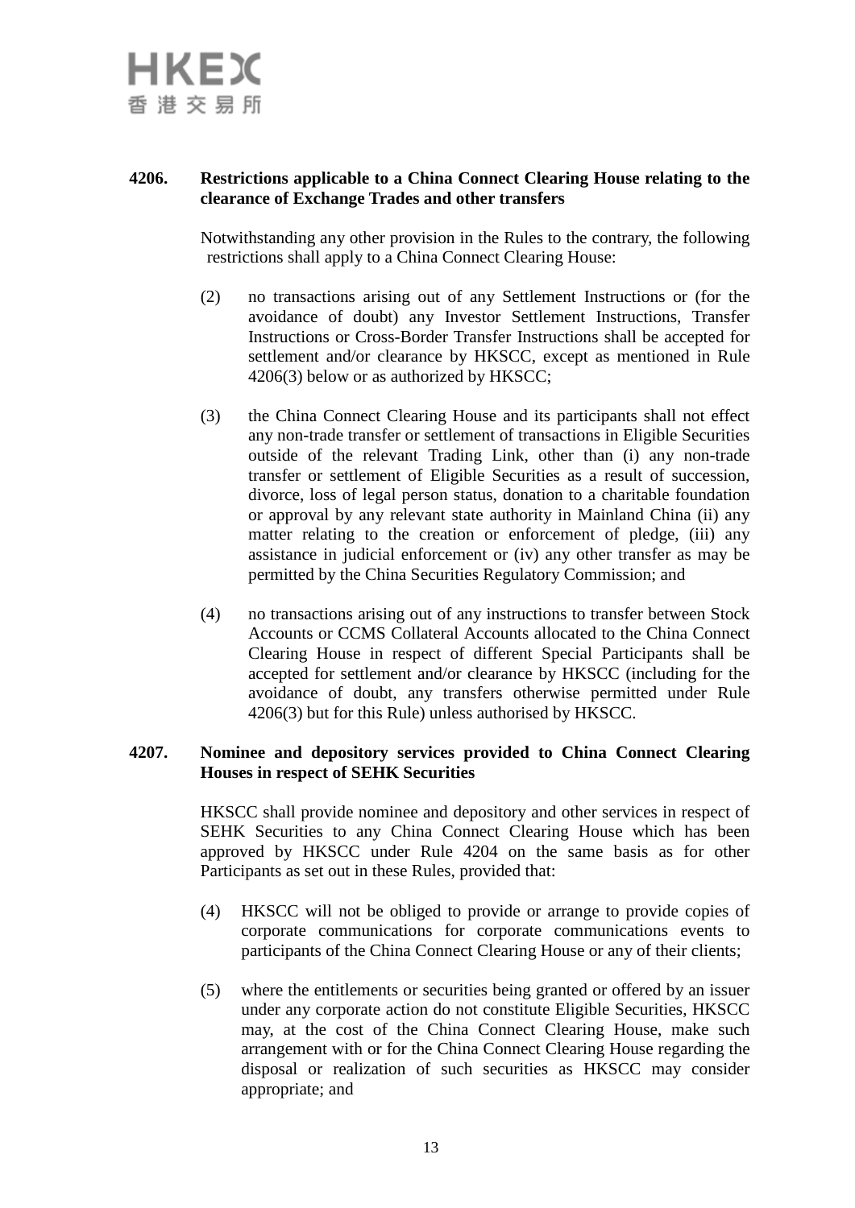**4206. Restrictions applicable to a China Connect Clearing House relating to the clearance of Exchange Trades and other transfers**

Notwithstanding any other provision in the Rules to the contrary, the following restrictions shall apply to a China Connect Clearing House:

(2) no transactions arising out of any Settlement Instructions or (for the avoidance of doubt) any Investor Settlement Instructions, Transfer Instructions or Cross-Border Transfer Instructions shall be accepted for settlement and/or clearance by HKSCC, except as mentioned in Rule 4206(3) below or as authorized by HKSCC;

(3) the China Connect Clearing House and its participants shall not effect any non-trade transfer or settlement of transactions in Eligible Securities outside of the relevant Trading Link, other than (i) any non-trade transfer or settlement of Eligible Securities as a result of succession, divorce, loss of legal person status, donation to a charitable foundation or approval by any relevant state authority in Mainland China (ii) any matter relating to the creation or enforcement of pledge, (iii) any assistance in judicial enforcement or (iv) any other transfer as may be permitted by the China Securities Regulatory Commission; and

(4) no transactions arising out of any instructions to transfer between Stock Accounts or CCMS Collateral Accounts allocated to the China Connect Clearing House in respect of different Special Participants shall be accepted for settlement and/or clearance by HKSCC (including for the avoidance of doubt, any transfers otherwise permitted under Rule 4206(3) but for this Rule) unless authorised by HKSCC.

**4207. Nominee and depository services provided to China Connect Clearing Houses in respect of SEHK Securities**

HKSCC shall provide nominee and depository and other services in respect of SEHK Securities to any China Connect Clearing House which has been approved by HKSCC under Rule 4204 on the same basis as for other Participants as set out in these Rules, provided that:

(4) HKSCC will not be obliged to provide or arrange to provide copies of corporate communications for corporate communications events to participants of the China Connect Clearing House or any of their clients;

(5) where the entitlements or securities being granted or offered by an issuer under any corporate action do not constitute Eligible Securities, HKSCC may, at the cost of the China Connect Clearing House, make such arrangement with or for the China Connect Clearing House regarding the disposal or realization of such securities as HKSCC may consider appropriate; and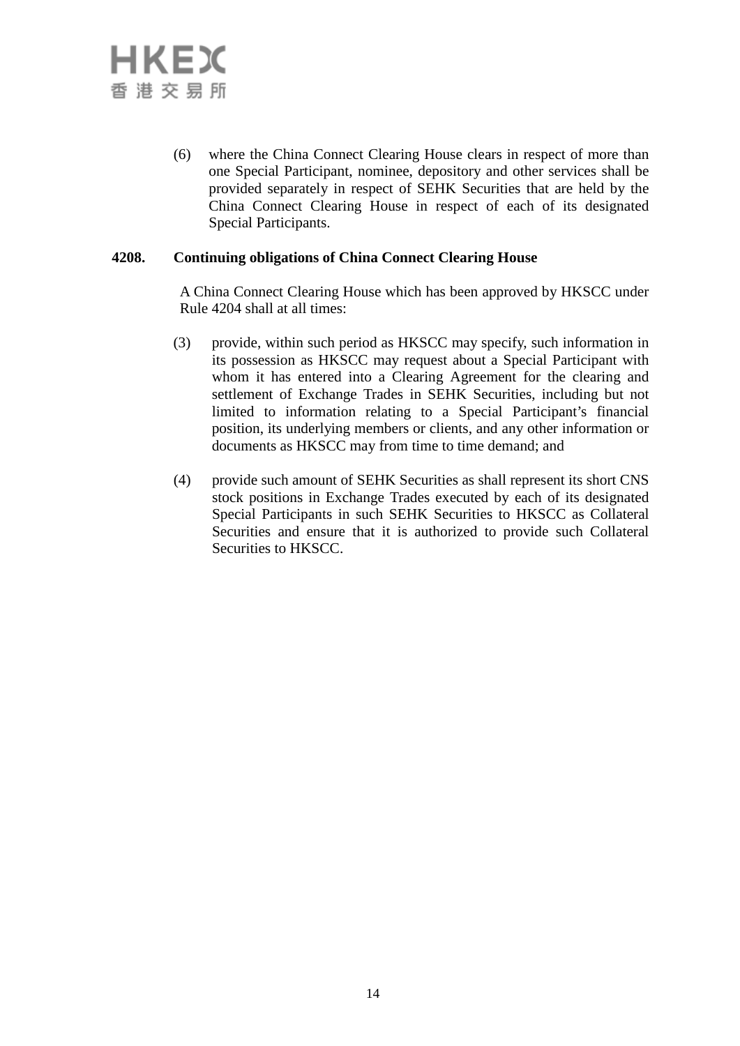(6) where the China Connect Clearing House clears in respect of more than one Special Participant, nominee, depository and other services shall be provided separately in respect of SEHK Securities that are held by the China Connect Clearing House in respect of each of its designated Special Participants.

**4208. Continuing obligations of China Connect Clearing House**

A China Connect Clearing House which has been approved by HKSCC under Rule 4204 shall at all times:

(3) provide, within such period as HKSCC may specify, such information in its possession as HKSCC may request about a Special Participant with whom it has entered into a Clearing Agreement for the clearing and settlement of Exchange Trades in SEHK Securities, including but not limited to information relating to a Special Participant's financial position, its underlying members or clients, and any other information or documents as HKSCC may from time to time demand; and

(4) provide such amount of SEHK Securities as shall represent its short CNS stock positions in Exchange Trades executed by each of its designated Special Participants in such SEHK Securities to HKSCC as Collateral Securities and ensure that it is authorized to provide such Collateral Securities to HKSCC.